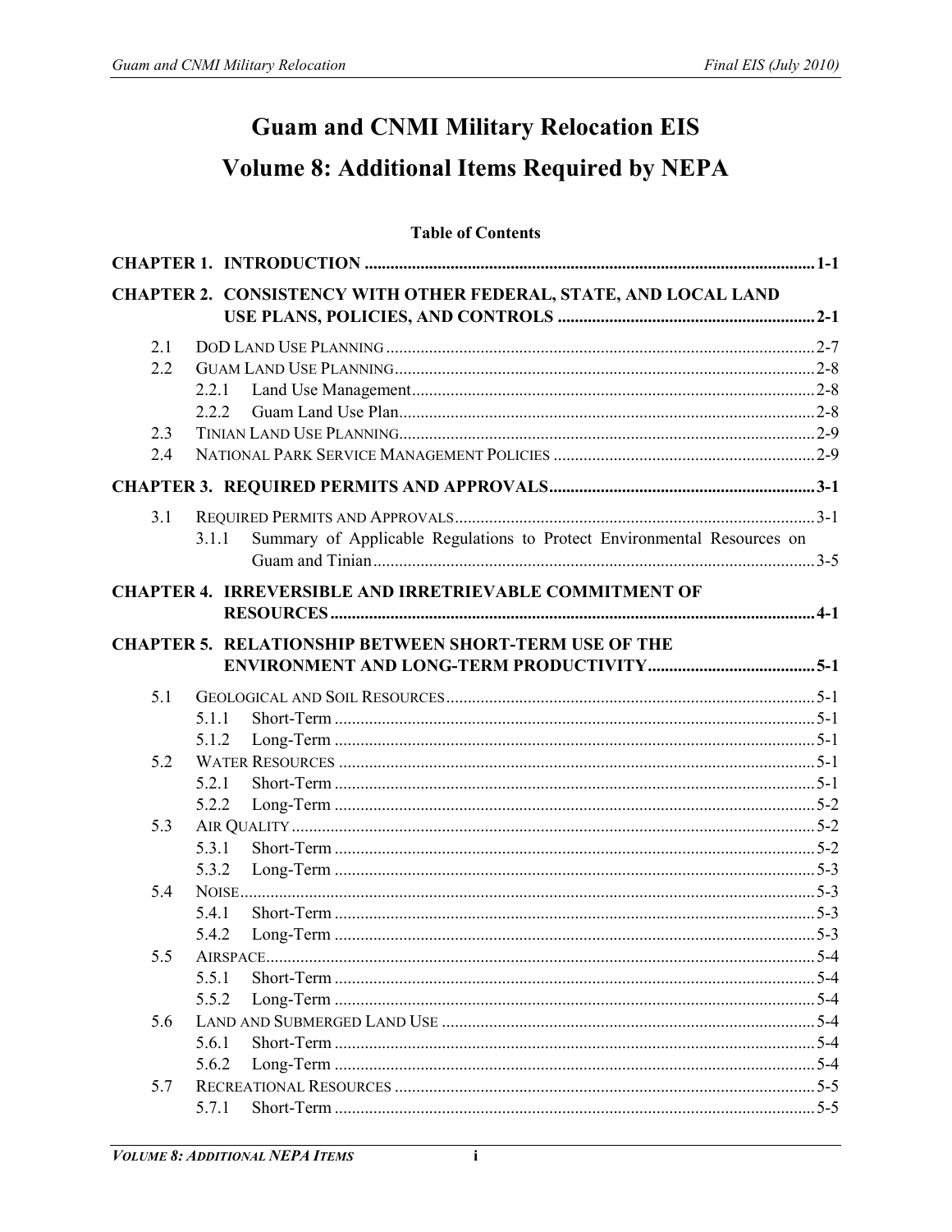# Guam and CNMI Military Relocation EIS

# Volume 8: Additional Items Required by NEPA

## Table of Contents

**CHAPTER 1. INTRODUCTION** ........................................ 1-1

**CHAPTER 2. CONSISTENCY WITH OTHER FEDERAL, STATE, AND LOCAL LAND USE PLANS, POLICIES, AND CONTROLS** ........................................ 2-1

- 2.1 DoD Land Use Planning ........................................ 2-7
- 2.2 Guam Land Use Planning ........................................ 2-8
  - 2.2.1 Land Use Management ........................................ 2-8
  - 2.2.2 Guam Land Use Plan ........................................ 2-8
- 2.3 Tinian Land Use Planning ........................................ 2-9
- 2.4 National Park Service Management Policies ........................................ 2-9

**CHAPTER 3. REQUIRED PERMITS AND APPROVALS** ........................................ 3-1

- 3.1 Required Permits and Approvals ........................................ 3-1
  - 3.1.1 Summary of Applicable Regulations to Protect Environmental Resources on Guam and Tinian ........................................ 3-5

**CHAPTER 4. IRREVERSIBLE AND IRRETRIEVABLE COMMITMENT OF RESOURCES** ........................................ 4-1

**CHAPTER 5. RELATIONSHIP BETWEEN SHORT-TERM USE OF THE ENVIRONMENT AND LONG-TERM PRODUCTIVITY** ........................................ 5-1

- 5.1 Geological and Soil Resources ........................................ 5-1
  - 5.1.1 Short-Term ........................................ 5-1
  - 5.1.2 Long-Term ........................................ 5-1
- 5.2 Water Resources ........................................ 5-1
  - 5.2.1 Short-Term ........................................ 5-1
  - 5.2.2 Long-Term ........................................ 5-2
- 5.3 Air Quality ........................................ 5-2
  - 5.3.1 Short-Term ........................................ 5-2
  - 5.3.2 Long-Term ........................................ 5-3
- 5.4 Noise ........................................ 5-3
  - 5.4.1 Short-Term ........................................ 5-3
  - 5.4.2 Long-Term ........................................ 5-3
- 5.5 Airspace ........................................ 5-4
  - 5.5.1 Short-Term ........................................ 5-4
  - 5.5.2 Long-Term ........................................ 5-4
- 5.6 Land and Submerged Land Use ........................................ 5-4
  - 5.6.1 Short-Term ........................................ 5-4
  - 5.6.2 Long-Term ........................................ 5-4
- 5.7 Recreational Resources ........................................ 5-5
  - 5.7.1 Short-Term ........................................ 5-5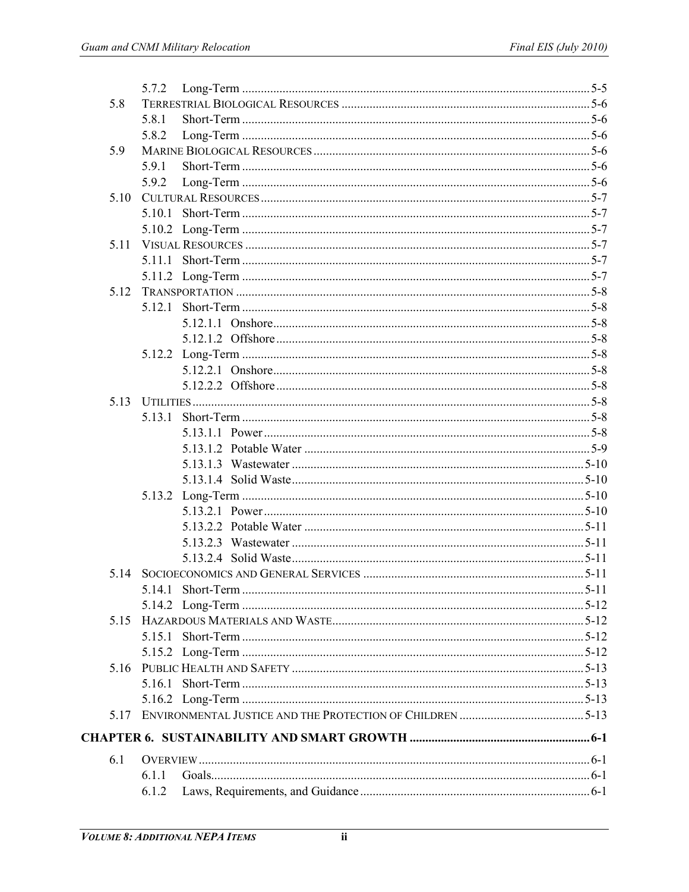| | | |
|---|---|---|
| 5.7.2 | Long-Term | 5-5 |
| 5.8 | TERRESTRIAL BIOLOGICAL RESOURCES | 5-6 |
| 5.8.1 | Short-Term | 5-6 |
| 5.8.2 | Long-Term | 5-6 |
| 5.9 | MARINE BIOLOGICAL RESOURCES | 5-6 |
| 5.9.1 | Short-Term | 5-6 |
| 5.9.2 | Long-Term | 5-6 |
| 5.10 | CULTURAL RESOURCES | 5-7 |
| 5.10.1 | Short-Term | 5-7 |
| 5.10.2 | Long-Term | 5-7 |
| 5.11 | VISUAL RESOURCES | 5-7 |
| 5.11.1 | Short-Term | 5-7 |
| 5.11.2 | Long-Term | 5-7 |
| 5.12 | TRANSPORTATION | 5-8 |
| 5.12.1 | Short-Term | 5-8 |
| 5.12.1.1 | Onshore | 5-8 |
| 5.12.1.2 | Offshore | 5-8 |
| 5.12.2 | Long-Term | 5-8 |
| 5.12.2.1 | Onshore | 5-8 |
| 5.12.2.2 | Offshore | 5-8 |
| 5.13 | UTILITIES | 5-8 |
| 5.13.1 | Short-Term | 5-8 |
| 5.13.1.1 | Power | 5-8 |
| 5.13.1.2 | Potable Water | 5-9 |
| 5.13.1.3 | Wastewater | 5-10 |
| 5.13.1.4 | Solid Waste | 5-10 |
| 5.13.2 | Long-Term | 5-10 |
| 5.13.2.1 | Power | 5-10 |
| 5.13.2.2 | Potable Water | 5-11 |
| 5.13.2.3 | Wastewater | 5-11 |
| 5.13.2.4 | Solid Waste | 5-11 |
| 5.14 | SOCIOECONOMICS AND GENERAL SERVICES | 5-11 |
| 5.14.1 | Short-Term | 5-11 |
| 5.14.2 | Long-Term | 5-12 |
| 5.15 | HAZARDOUS MATERIALS AND WASTE | 5-12 |
| 5.15.1 | Short-Term | 5-12 |
| 5.15.2 | Long-Term | 5-12 |
| 5.16 | PUBLIC HEALTH AND SAFETY | 5-13 |
| 5.16.1 | Short-Term | 5-13 |
| 5.16.2 | Long-Term | 5-13 |
| 5.17 | ENVIRONMENTAL JUSTICE AND THE PROTECTION OF CHILDREN | 5-13 |
| **CHAPTER 6.** | **SUSTAINABILITY AND SMART GROWTH** | **6-1** |
| 6.1 | OVERVIEW | 6-1 |
| 6.1.1 | Goals | 6-1 |
| 6.1.2 | Laws, Requirements, and Guidance | 6-1 |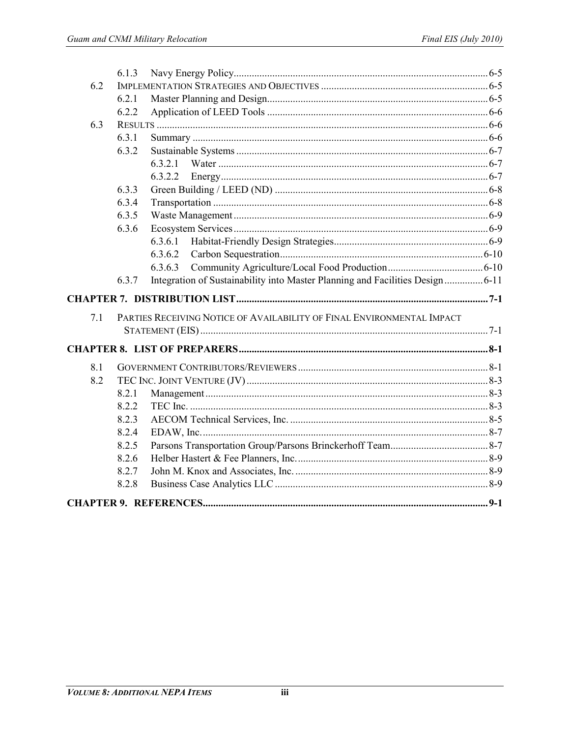- 6.1.3 Navy Energy Policy .......... 6-5
- 6.2 IMPLEMENTATION STRATEGIES AND OBJECTIVES .......... 6-5
  - 6.2.1 Master Planning and Design .......... 6-5
  - 6.2.2 Application of LEED Tools .......... 6-6
- 6.3 RESULTS .......... 6-6
  - 6.3.1 Summary .......... 6-6
  - 6.3.2 Sustainable Systems .......... 6-7
    - 6.3.2.1 Water .......... 6-7
    - 6.3.2.2 Energy .......... 6-7
  - 6.3.3 Green Building / LEED (ND) .......... 6-8
  - 6.3.4 Transportation .......... 6-8
  - 6.3.5 Waste Management .......... 6-9
  - 6.3.6 Ecosystem Services .......... 6-9
    - 6.3.6.1 Habitat-Friendly Design Strategies .......... 6-9
    - 6.3.6.2 Carbon Sequestration .......... 6-10
    - 6.3.6.3 Community Agriculture/Local Food Production .......... 6-10
  - 6.3.7 Integration of Sustainability into Master Planning and Facilities Design .......... 6-11

**CHAPTER 7. DISTRIBUTION LIST .......... 7-1**

- 7.1 PARTIES RECEIVING NOTICE OF AVAILABILITY OF FINAL ENVIRONMENTAL IMPACT STATEMENT (EIS) .......... 7-1

**CHAPTER 8. LIST OF PREPARERS .......... 8-1**

- 8.1 GOVERNMENT CONTRIBUTORS/REVIEWERS .......... 8-1
- 8.2 TEC INC. JOINT VENTURE (JV) .......... 8-3
  - 8.2.1 Management .......... 8-3
  - 8.2.2 TEC Inc. .......... 8-3
  - 8.2.3 AECOM Technical Services, Inc. .......... 8-5
  - 8.2.4 EDAW, Inc. .......... 8-7
  - 8.2.5 Parsons Transportation Group/Parsons Brinckerhoff Team .......... 8-7
  - 8.2.6 Helber Hastert & Fee Planners, Inc. .......... 8-9
  - 8.2.7 John M. Knox and Associates, Inc. .......... 8-9
  - 8.2.8 Business Case Analytics LLC .......... 8-9

**CHAPTER 9. REFERENCES .......... 9-1**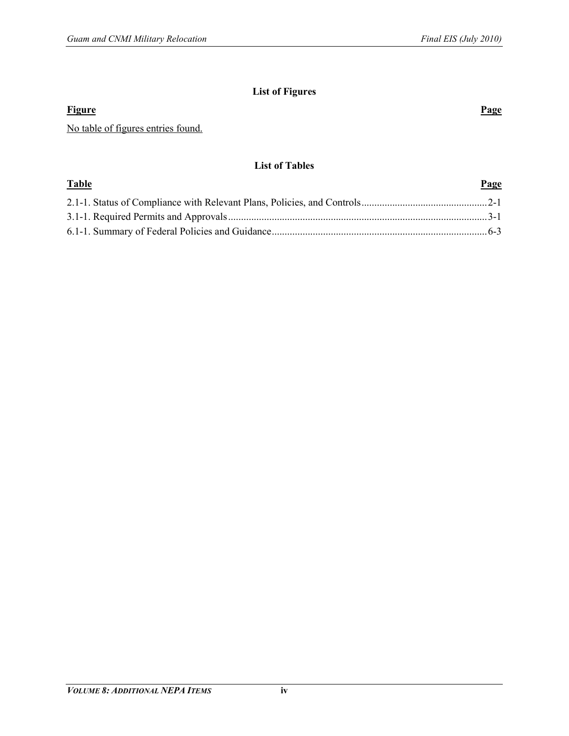## List of Figures

| **Figure** | **Page** |
|---|---|
| No table of figures entries found. | |

## List of Tables

| **Table** | **Page** |
|---|---|
| 2.1-1. Status of Compliance with Relevant Plans, Policies, and Controls | 2-1 |
| 3.1-1. Required Permits and Approvals | 3-1 |
| 6.1-1. Summary of Federal Policies and Guidance | 6-3 |